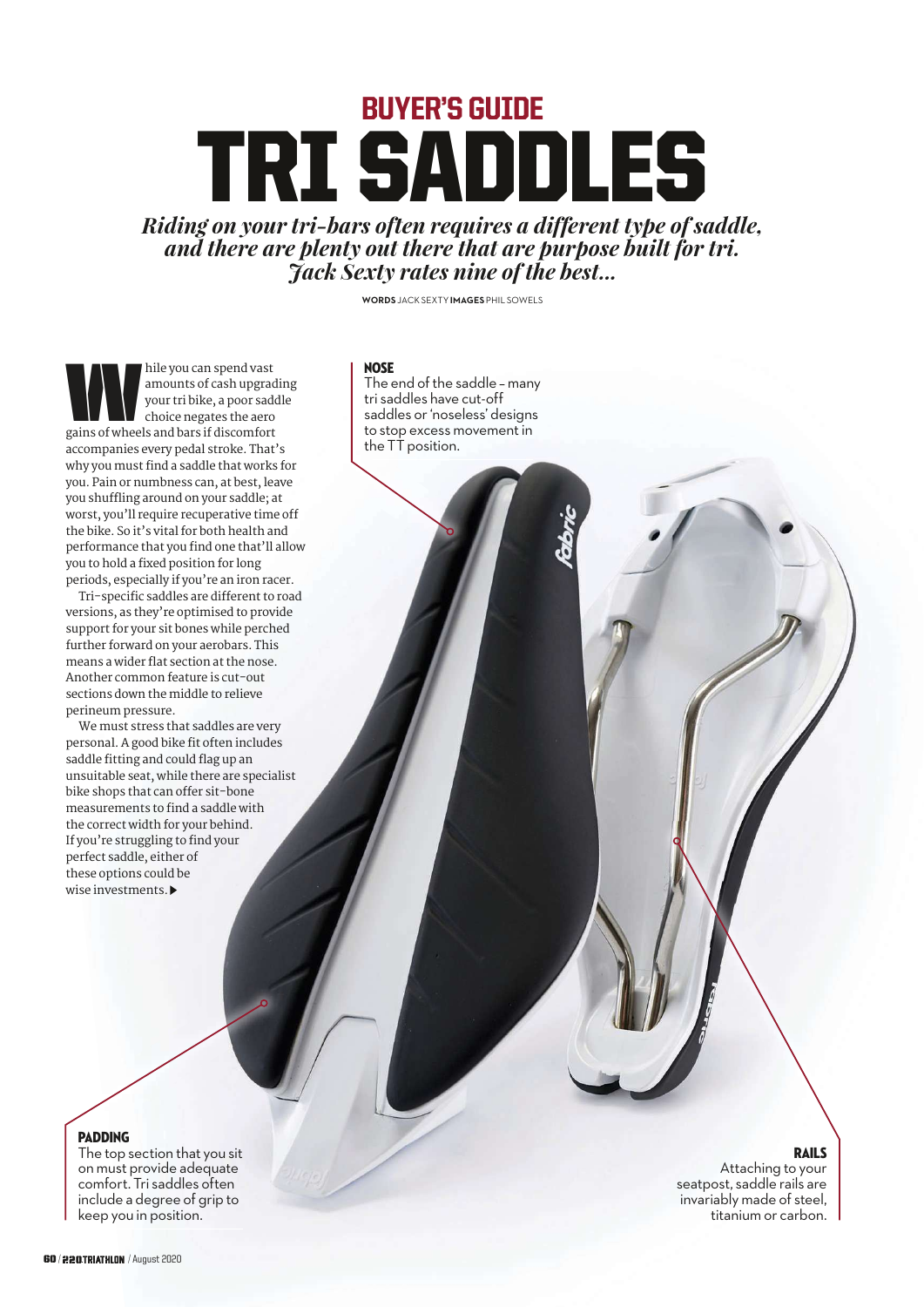## BUYER'S GUIDE

# TRI SADDLES

*Riding on your tri-bars often requires a different type of saddle, and there are plenty out there that are purpose built for tri. Jack Sexty rates nine of the best...*

**WORDS** JACK SEXTY **IMAGES** PHIL SOWELS

While you can spend vast amounts of cash upgrading your tri bike, a poor saddle choice negates the aero gains of wheels and bars if discomfort accompanies every pedal stroke. That's why you must find a saddle that works for you. Pain or numbness can, at best, leave you shuffling around on your saddle; at worst, you'll require recuperative time off the bike. So it's vital for both health and performance that you find one that'll allow you to hold a fixed position for long periods, especially if you're an iron racer.

Tri-specific saddles are different to road versions, as they're optimised to provide support for your sit bones while perched further forward on your aerobars. This means a wider flat section at the nose. Another common feature is cut-out sections down the middle to relieve perineum pressure.

We must stress that saddles are very personal. A good bike fit often includes saddle fitting and could flag up an unsuitable seat, while there are specialist bike shops that can offer sit-bone measurements to find a saddle with the correct width for your behind. If you're struggling to find your perfect saddle, either of these options could be wise investments. ▶

**NOSE**
The end of the saddle – many tri saddles have cut-off saddles or 'noseless' designs to stop excess movement in the TT position.

**PADDING**
The top section that you sit on must provide adequate comfort. Tri saddles often include a degree of grip to keep you in position.

**RAILS**
Attaching to your seatpost, saddle rails are invariably made of steel, titanium or carbon.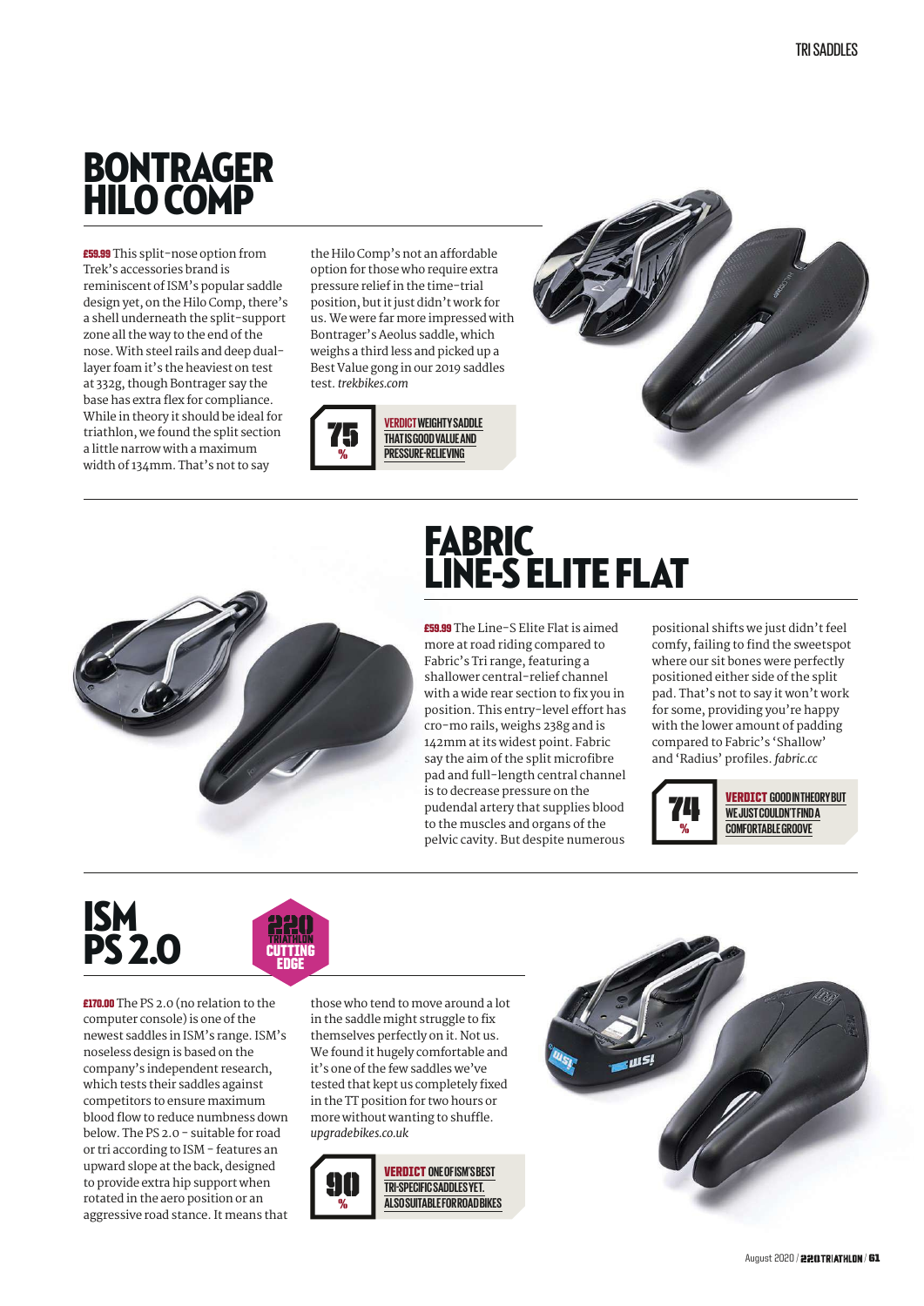# BONTRAGER HILO COMP

**£59.99** This split-nose option from Trek's accessories brand is reminiscent of ISM's popular saddle design yet, on the Hilo Comp, there's a shell underneath the split-support zone all the way to the end of the nose. With steel rails and deep dual-layer foam it's the heaviest on test at 332g, though Bontrager say the base has extra flex for compliance. While in theory it should be ideal for triathlon, we found the split section a little narrow with a maximum width of 134mm. That's not to say the Hilo Comp's not an affordable option for those who require extra pressure relief in the time-trial position, but it just didn't work for us. We were far more impressed with Bontrager's Aeolus saddle, which weighs a third less and picked up a Best Value gong in our 2019 saddles test. *trekbikes.com*

**75%** **VERDICT** WEIGHTY SADDLE THAT IS GOOD VALUE AND PRESSURE-RELIEVING

# FABRIC LINE-S ELITE FLAT

**£59.99** The Line-S Elite Flat is aimed more at road riding compared to Fabric's Tri range, featuring a shallower central-relief channel with a wide rear section to fix you in position. This entry-level effort has cro-mo rails, weighs 238g and is 142mm at its widest point. Fabric say the aim of the split microfibre pad and full-length central channel is to decrease pressure on the pudendal artery that supplies blood to the muscles and organs of the pelvic cavity. But despite numerous positional shifts we just didn't feel comfy, failing to find the sweetspot where our sit bones were perfectly positioned either side of the split pad. That's not to say it won't work for some, providing you're happy with the lower amount of padding compared to Fabric's 'Shallow' and 'Radius' profiles. *fabric.cc*

**74%** **VERDICT** GOOD IN THEORY BUT WE JUST COULDN'T FIND A COMFORTABLE GROOVE

# ISM PS 2.0

220 TRIATHLON CUTTING EDGE

**£170.00** The PS 2.0 (no relation to the computer console) is one of the newest saddles in ISM's range. ISM's noseless design is based on the company's independent research, which tests their saddles against competitors to ensure maximum blood flow to reduce numbness down below. The PS 2.0 – suitable for road or tri according to ISM – features an upward slope at the back, designed to provide extra hip support when rotated in the aero position or an aggressive road stance. It means that those who tend to move around a lot in the saddle might struggle to fix themselves perfectly on it. Not us. We found it hugely comfortable and it's one of the few saddles we've tested that kept us completely fixed in the TT position for two hours or more without wanting to shuffle. *upgradebikes.co.uk*

**90%** **VERDICT** ONE OF ISM'S BEST TRI-SPECIFIC SADDLES YET. ALSO SUITABLE FOR ROAD BIKES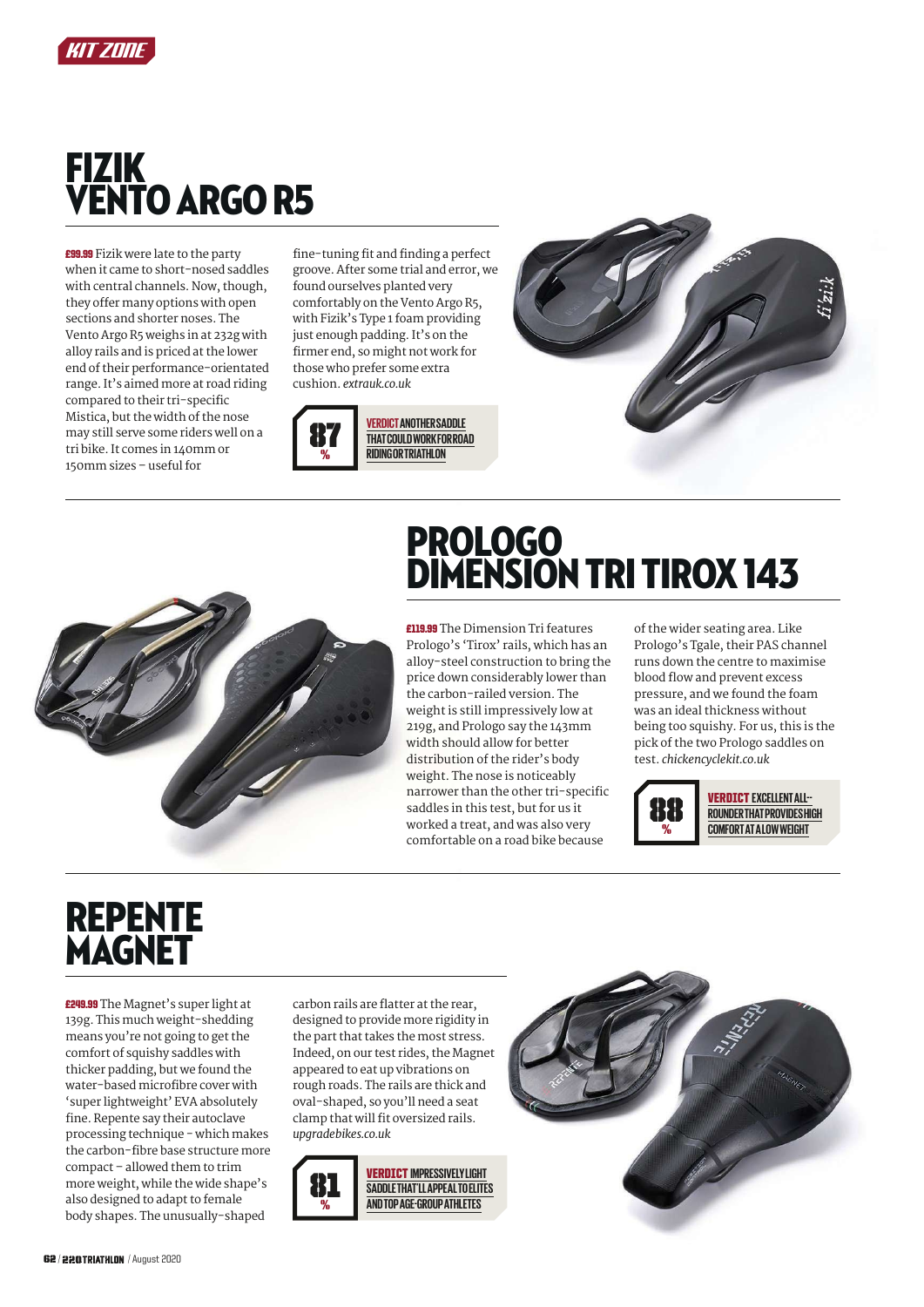# FIZIK VENTO ARGO R5

**£99.99** Fizik were late to the party when it came to short-nosed saddles with central channels. Now, though, they offer many options with open sections and shorter noses. The Vento Argo R5 weighs in at 232g with alloy rails and is priced at the lower end of their performance-orientated range. It's aimed more at road riding compared to their tri-specific Mistica, but the width of the nose may still serve some riders well on a tri bike. It comes in 140mm or 150mm sizes – useful for fine-tuning fit and finding a perfect groove. After some trial and error, we found ourselves planted very comfortably on the Vento Argo R5, with Fizik's Type 1 foam providing just enough padding. It's on the firmer end, so might not work for those who prefer some extra cushion. *extrauk.co.uk*

**87%** **VERDICT** ANOTHER SADDLE THAT COULD WORK FOR ROAD RIDING OR TRIATHLON

# PROLOGO DIMENSION TRI TIROX 143

**£119.99** The Dimension Tri features Prologo's 'Tirox' rails, which has an alloy-steel construction to bring the price down considerably lower than the carbon-railed version. The weight is still impressively low at 219g, and Prologo say the 143mm width should allow for better distribution of the rider's body weight. The nose is noticeably narrower than the other tri-specific saddles in this test, but for us it worked a treat, and was also very comfortable on a road bike because of the wider seating area. Like Prologo's Tgale, their PAS channel runs down the centre to maximise blood flow and prevent excess pressure, and we found the foam was an ideal thickness without being too squishy. For us, this is the pick of the two Prologo saddles on test. *chickencyclekit.co.uk*

**88%** **VERDICT** EXCELLENT ALL-ROUNDER THAT PROVIDES HIGH COMFORT AT A LOW WEIGHT

# REPENTE MAGNET

**£249.99** The Magnet's super light at 139g. This much weight-shedding means you're not going to get the comfort of squishy saddles with thicker padding, but we found the water-based microfibre cover with 'super lightweight' EVA absolutely fine. Repente say their autoclave processing technique – which makes the carbon-fibre base structure more compact – allowed them to trim more weight, while the wide shape's also designed to adapt to female body shapes. The unusually-shaped carbon rails are flatter at the rear, designed to provide more rigidity in the part that takes the most stress. Indeed, on our test rides, the Magnet appeared to eat up vibrations on rough roads. The rails are thick and oval-shaped, so you'll need a seat clamp that will fit oversized rails. *upgradebikes.co.uk*

**81%** **VERDICT** IMPRESSIVELY LIGHT SADDLE THAT'LL APPEAL TO ELITES AND TOP AGE-GROUP ATHLETES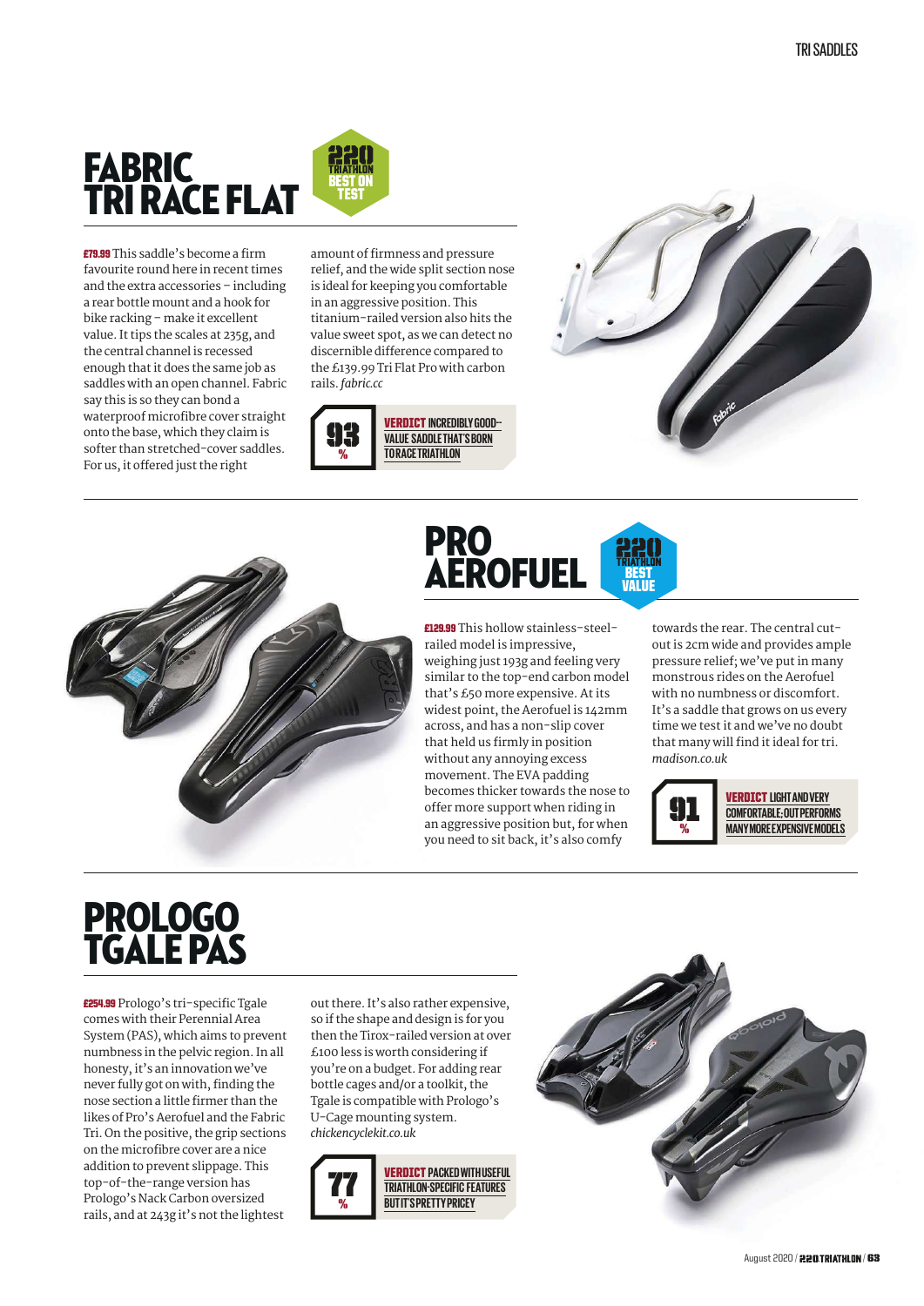## FABRIC TRI RACE FLAT

220 TRIATHLON BEST ON TEST

**£79.99** This saddle's become a firm favourite round here in recent times and the extra accessories – including a rear bottle mount and a hook for bike racking – make it excellent value. It tips the scales at 235g, and the central channel is recessed enough that it does the same job as saddles with an open channel. Fabric say this is so they can bond a waterproof microfibre cover straight onto the base, which they claim is softer than stretched-cover saddles. For us, it offered just the right amount of firmness and pressure relief, and the wide split section nose is ideal for keeping you comfortable in an aggressive position. This titanium-railed version also hits the value sweet spot, as we can detect no discernible difference compared to the £139.99 Tri Flat Pro with carbon rails. *fabric.cc*

**93%** **VERDICT** INCREDIBLY GOOD-VALUE SADDLE THAT'S BORN TO RACE TRIATHLON

## PRO AEROFUEL

220 TRIATHLON BEST VALUE

**£129.99** This hollow stainless-steel-railed model is impressive, weighing just 193g and feeling very similar to the top-end carbon model that's £50 more expensive. At its widest point, the Aerofuel is 142mm across, and has a non-slip cover that held us firmly in position without any annoying excess movement. The EVA padding becomes thicker towards the nose to offer more support when riding in an aggressive position but, for when you need to sit back, it's also comfy towards the rear. The central cut-out is 2cm wide and provides ample pressure relief; we've put in many monstrous rides on the Aerofuel with no numbness or discomfort. It's a saddle that grows on us every time we test it and we've no doubt that many will find it ideal for tri. *madison.co.uk*

**91%** **VERDICT** LIGHT AND VERY COMFORTABLE; OUTPERFORMS MANY MORE EXPENSIVE MODELS

## PROLOGO TGALE PAS

**£254.99** Prologo's tri-specific Tgale comes with their Perennial Area System (PAS), which aims to prevent numbness in the pelvic region. In all honesty, it's an innovation we've never fully got on with, finding the nose section a little firmer than the likes of Pro's Aerofuel and the Fabric Tri. On the positive, the grip sections on the microfibre cover are a nice addition to prevent slippage. This top-of-the-range version has Prologo's Nack Carbon oversized rails, and at 243g it's not the lightest out there. It's also rather expensive, so if the shape and design is for you then the Tirox-railed version at over £100 less is worth considering if you're on a budget. For adding rear bottle cages and/or a toolkit, the Tgale is compatible with Prologo's U-Cage mounting system. *chickencyclekit.co.uk*

**77%** **VERDICT** PACKED WITH USEFUL TRIATHLON-SPECIFIC FEATURES BUT IT'S PRETTY PRICEY